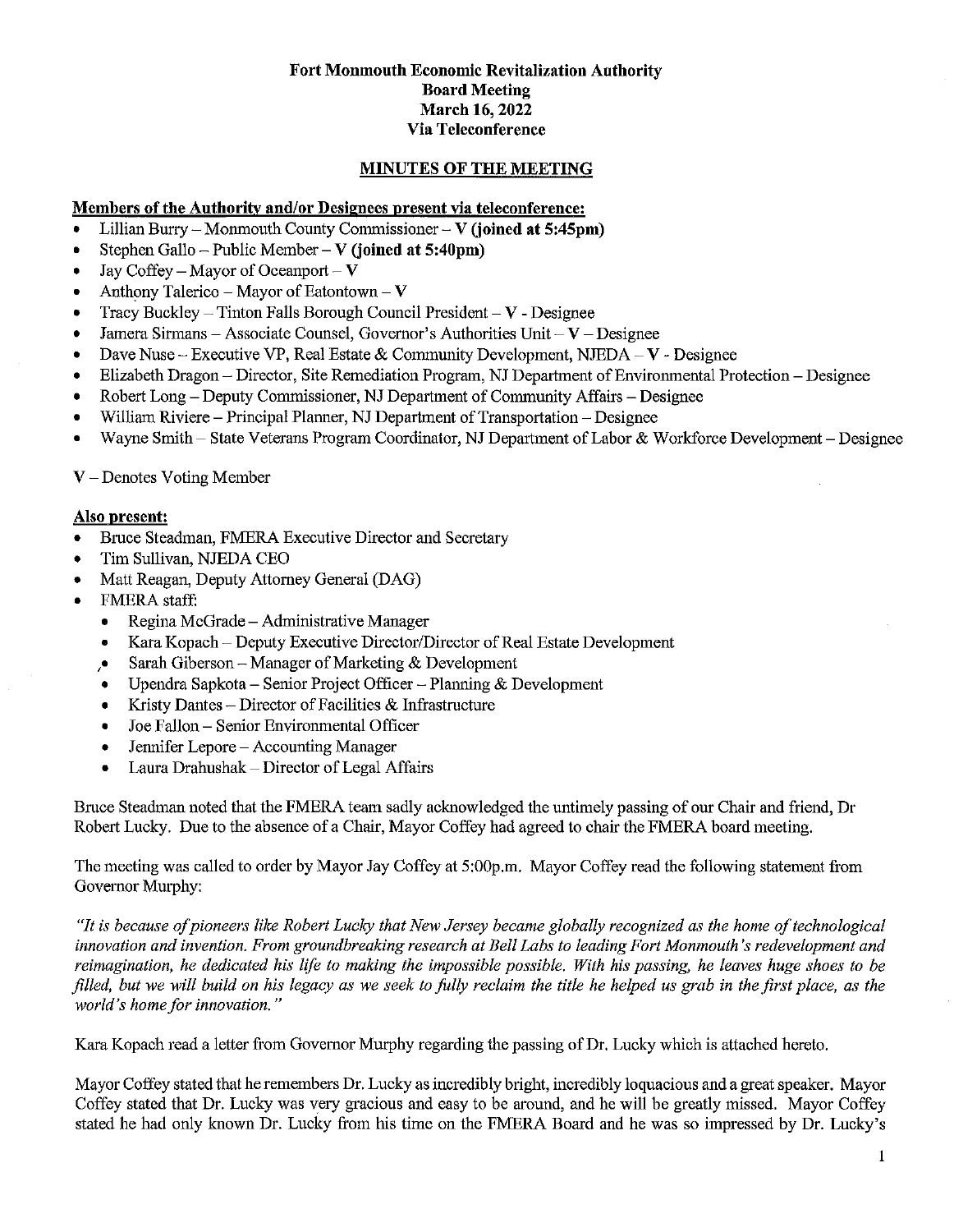**Fort Monmouth Economic Revitalization Authority**
**Board Meeting**
**March 16, 2022**
**Via Teleconference**

## MINUTES OF THE MEETING

**Members of the Authority and/or Designees present via teleconference:**

- Lillian Burry – Monmouth County Commissioner – **V (joined at 5:45pm)**
- Stephen Gallo – Public Member – **V (joined at 5:40pm)**
- Jay Coffey – Mayor of Oceanport – **V**
- Anthony Talerico – Mayor of Eatontown – **V**
- Tracy Buckley – Tinton Falls Borough Council President – **V** - Designee
- Jamera Sirmans – Associate Counsel, Governor's Authorities Unit – **V** – Designee
- Dave Nuse – Executive VP, Real Estate & Community Development, NJEDA – **V** - Designee
- Elizabeth Dragon – Director, Site Remediation Program, NJ Department of Environmental Protection – Designee
- Robert Long – Deputy Commissioner, NJ Department of Community Affairs – Designee
- William Riviere – Principal Planner, NJ Department of Transportation – Designee
- Wayne Smith – State Veterans Program Coordinator, NJ Department of Labor & Workforce Development – Designee

V – Denotes Voting Member

**Also present:**

- Bruce Steadman, FMERA Executive Director and Secretary
- Tim Sullivan, NJEDA CEO
- Matt Reagan, Deputy Attorney General (DAG)
- FMERA staff:
  - Regina McGrade – Administrative Manager
  - Kara Kopach – Deputy Executive Director/Director of Real Estate Development
  - Sarah Giberson – Manager of Marketing & Development
  - Upendra Sapkota – Senior Project Officer – Planning & Development
  - Kristy Dantes – Director of Facilities & Infrastructure
  - Joe Fallon – Senior Environmental Officer
  - Jennifer Lepore – Accounting Manager
  - Laura Drahushak – Director of Legal Affairs

Bruce Steadman noted that the FMERA team sadly acknowledged the untimely passing of our Chair and friend, Dr Robert Lucky. Due to the absence of a Chair, Mayor Coffey had agreed to chair the FMERA board meeting.

The meeting was called to order by Mayor Jay Coffey at 5:00p.m. Mayor Coffey read the following statement from Governor Murphy:

*"It is because of pioneers like Robert Lucky that New Jersey became globally recognized as the home of technological innovation and invention. From groundbreaking research at Bell Labs to leading Fort Monmouth's redevelopment and reimagination, he dedicated his life to making the impossible possible. With his passing, he leaves huge shoes to be filled, but we will build on his legacy as we seek to fully reclaim the title he helped us grab in the first place, as the world's home for innovation."*

Kara Kopach read a letter from Governor Murphy regarding the passing of Dr. Lucky which is attached hereto.

Mayor Coffey stated that he remembers Dr. Lucky as incredibly bright, incredibly loquacious and a great speaker. Mayor Coffey stated that Dr. Lucky was very gracious and easy to be around, and he will be greatly missed. Mayor Coffey stated he had only known Dr. Lucky from his time on the FMERA Board and he was so impressed by Dr. Lucky's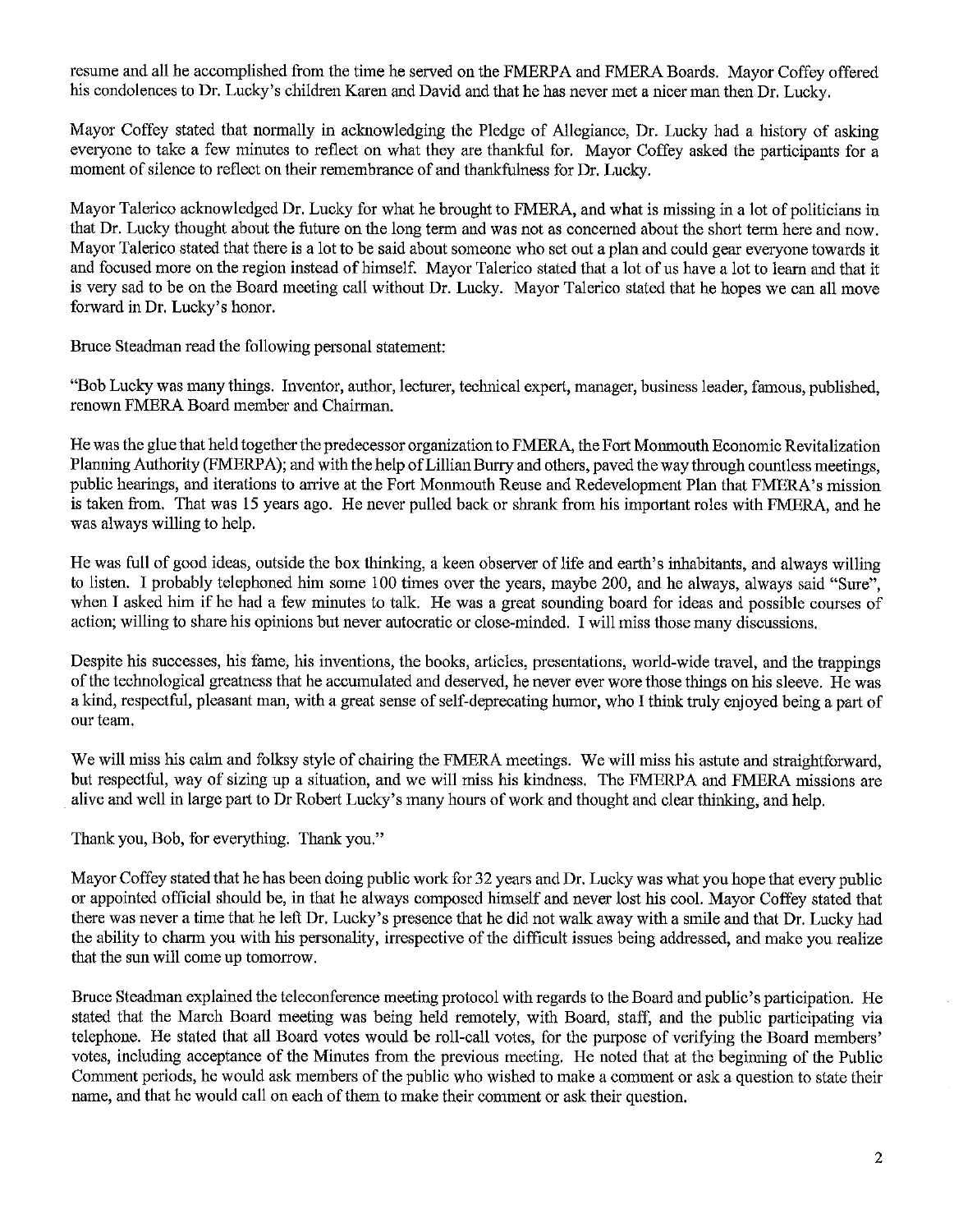resume and all he accomplished from the time he served on the FMERPA and FMERA Boards. Mayor Coffey offered his condolences to Dr. Lucky's children Karen and David and that he has never met a nicer man then Dr. Lucky.

Mayor Coffey stated that normally in acknowledging the Pledge of Allegiance, Dr. Lucky had a history of asking everyone to take a few minutes to reflect on what they are thankful for. Mayor Coffey asked the participants for a moment of silence to reflect on their remembrance of and thankfulness for Dr. Lucky.

Mayor Talerico acknowledged Dr. Lucky for what he brought to FMERA, and what is missing in a lot of politicians in that Dr. Lucky thought about the future on the long term and was not as concerned about the short term here and now. Mayor Talerico stated that there is a lot to be said about someone who set out a plan and could gear everyone towards it and focused more on the region instead of himself. Mayor Talerico stated that a lot of us have a lot to learn and that it is very sad to be on the Board meeting call without Dr. Lucky. Mayor Talerico stated that he hopes we can all move forward in Dr. Lucky's honor.

Bruce Steadman read the following personal statement:

"Bob Lucky was many things. Inventor, author, lecturer, technical expert, manager, business leader, famous, published, renown FMERA Board member and Chairman.

He was the glue that held together the predecessor organization to FMERA, the Fort Monmouth Economic Revitalization Planning Authority (FMERPA); and with the help of Lillian Burry and others, paved the way through countless meetings, public hearings, and iterations to arrive at the Fort Monmouth Reuse and Redevelopment Plan that FMERA's mission is taken from. That was 15 years ago. He never pulled back or shrank from his important roles with FMERA, and he was always willing to help.

He was full of good ideas, outside the box thinking, a keen observer of life and earth's inhabitants, and always willing to listen. I probably telephoned him some 100 times over the years, maybe 200, and he always, always said "Sure", when I asked him if he had a few minutes to talk. He was a great sounding board for ideas and possible courses of action; willing to share his opinions but never autocratic or close-minded. I will miss those many discussions.

Despite his successes, his fame, his inventions, the books, articles, presentations, world-wide travel, and the trappings of the technological greatness that he accumulated and deserved, he never ever wore those things on his sleeve. He was a kind, respectful, pleasant man, with a great sense of self-deprecating humor, who I think truly enjoyed being a part of our team.

We will miss his calm and folksy style of chairing the FMERA meetings. We will miss his astute and straightforward, but respectful, way of sizing up a situation, and we will miss his kindness. The FMERPA and FMERA missions are alive and well in large part to Dr Robert Lucky's many hours of work and thought and clear thinking, and help.

Thank you, Bob, for everything. Thank you."

Mayor Coffey stated that he has been doing public work for 32 years and Dr. Lucky was what you hope that every public or appointed official should be, in that he always composed himself and never lost his cool. Mayor Coffey stated that there was never a time that he left Dr. Lucky's presence that he did not walk away with a smile and that Dr. Lucky had the ability to charm you with his personality, irrespective of the difficult issues being addressed, and make you realize that the sun will come up tomorrow.

Bruce Steadman explained the teleconference meeting protocol with regards to the Board and public's participation. He stated that the March Board meeting was being held remotely, with Board, staff, and the public participating via telephone. He stated that all Board votes would be roll-call votes, for the purpose of verifying the Board members' votes, including acceptance of the Minutes from the previous meeting. He noted that at the beginning of the Public Comment periods, he would ask members of the public who wished to make a comment or ask a question to state their name, and that he would call on each of them to make their comment or ask their question.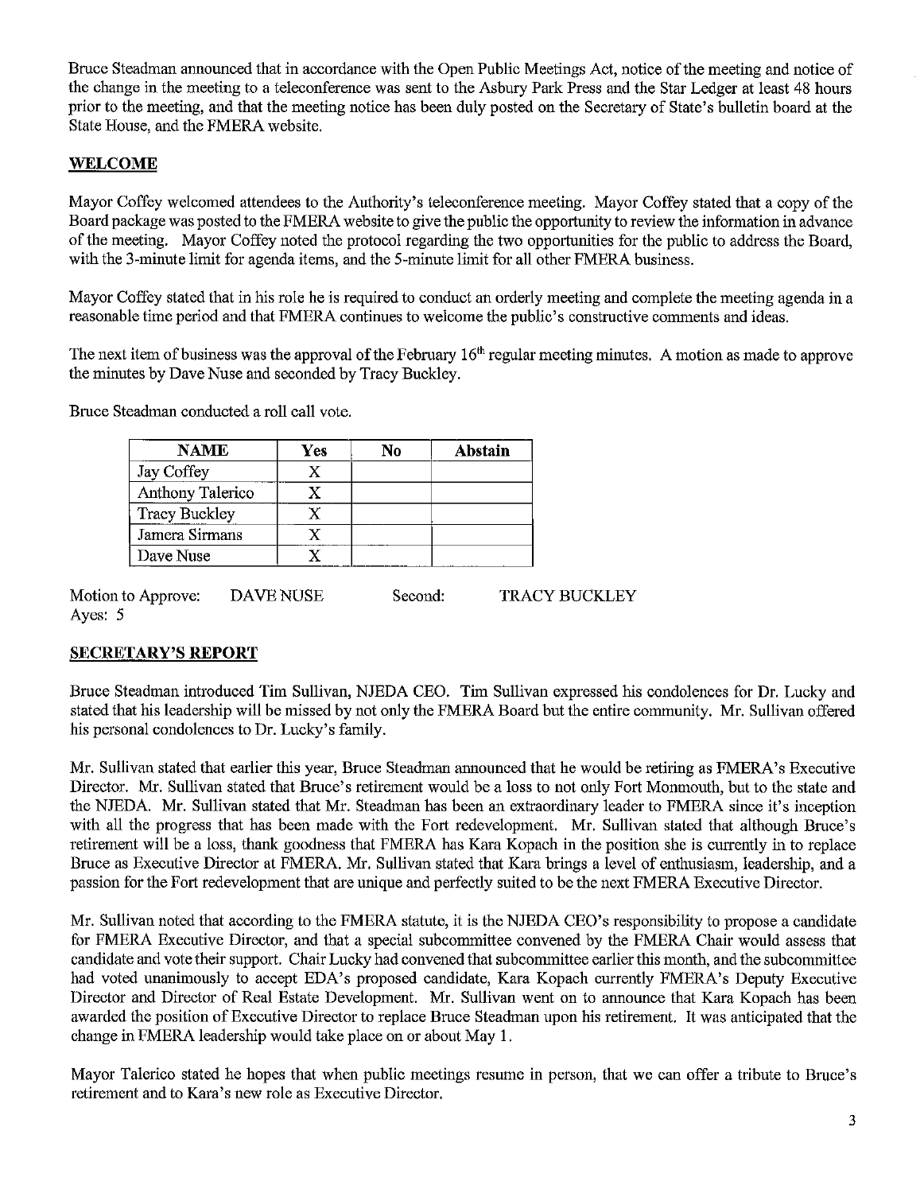Bruce Steadman announced that in accordance with the Open Public Meetings Act, notice of the meeting and notice of the change in the meeting to a teleconference was sent to the Asbury Park Press and the Star Ledger at least 48 hours prior to the meeting, and that the meeting notice has been duly posted on the Secretary of State's bulletin board at the State House, and the FMERA website.

## WELCOME

Mayor Coffey welcomed attendees to the Authority's teleconference meeting. Mayor Coffey stated that a copy of the Board package was posted to the FMERA website to give the public the opportunity to review the information in advance of the meeting. Mayor Coffey noted the protocol regarding the two opportunities for the public to address the Board, with the 3-minute limit for agenda items, and the 5-minute limit for all other FMERA business.

Mayor Coffey stated that in his role he is required to conduct an orderly meeting and complete the meeting agenda in a reasonable time period and that FMERA continues to welcome the public's constructive comments and ideas.

The next item of business was the approval of the February 16th regular meeting minutes. A motion as made to approve the minutes by Dave Nuse and seconded by Tracy Buckley.

Bruce Steadman conducted a roll call vote.

| NAME | Yes | No | Abstain |
|---|---|---|---|
| Jay Coffey | X | | |
| Anthony Talerico | X | | |
| Tracy Buckley | X | | |
| Jamera Sirmans | X | | |
| Dave Nuse | X | | |

Motion to Approve: DAVE NUSE Second: TRACY BUCKLEY
Ayes: 5

## SECRETARY'S REPORT

Bruce Steadman introduced Tim Sullivan, NJEDA CEO. Tim Sullivan expressed his condolences for Dr. Lucky and stated that his leadership will be missed by not only the FMERA Board but the entire community. Mr. Sullivan offered his personal condolences to Dr. Lucky's family.

Mr. Sullivan stated that earlier this year, Bruce Steadman announced that he would be retiring as FMERA's Executive Director. Mr. Sullivan stated that Bruce's retirement would be a loss to not only Fort Monmouth, but to the state and the NJEDA. Mr. Sullivan stated that Mr. Steadman has been an extraordinary leader to FMERA since it's inception with all the progress that has been made with the Fort redevelopment. Mr. Sullivan stated that although Bruce's retirement will be a loss, thank goodness that FMERA has Kara Kopach in the position she is currently in to replace Bruce as Executive Director at FMERA. Mr. Sullivan stated that Kara brings a level of enthusiasm, leadership, and a passion for the Fort redevelopment that are unique and perfectly suited to be the next FMERA Executive Director.

Mr. Sullivan noted that according to the FMERA statute, it is the NJEDA CEO's responsibility to propose a candidate for FMERA Executive Director, and that a special subcommittee convened by the FMERA Chair would assess that candidate and vote their support. Chair Lucky had convened that subcommittee earlier this month, and the subcommittee had voted unanimously to accept EDA's proposed candidate, Kara Kopach currently FMERA's Deputy Executive Director and Director of Real Estate Development. Mr. Sullivan went on to announce that Kara Kopach has been awarded the position of Executive Director to replace Bruce Steadman upon his retirement. It was anticipated that the change in FMERA leadership would take place on or about May 1.

Mayor Talerico stated he hopes that when public meetings resume in person, that we can offer a tribute to Bruce's retirement and to Kara's new role as Executive Director.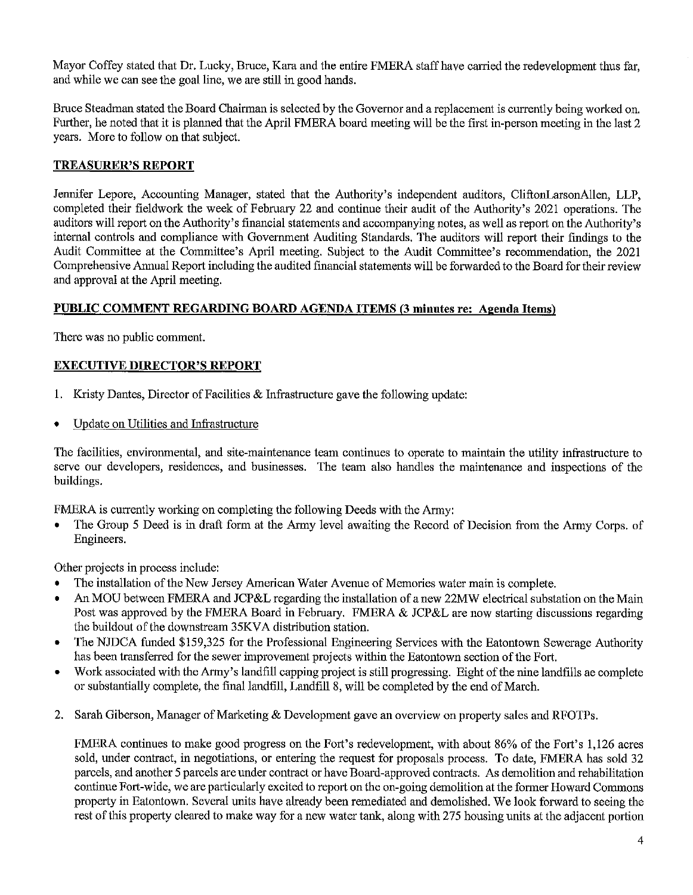Mayor Coffey stated that Dr. Lucky, Bruce, Kara and the entire FMERA staff have carried the redevelopment thus far, and while we can see the goal line, we are still in good hands.

Bruce Steadman stated the Board Chairman is selected by the Governor and a replacement is currently being worked on. Further, he noted that it is planned that the April FMERA board meeting will be the first in-person meeting in the last 2 years. More to follow on that subject.

## TREASURER'S REPORT

Jennifer Lepore, Accounting Manager, stated that the Authority's independent auditors, CliftonLarsonAllen, LLP, completed their fieldwork the week of February 22 and continue their audit of the Authority's 2021 operations. The auditors will report on the Authority's financial statements and accompanying notes, as well as report on the Authority's internal controls and compliance with Government Auditing Standards. The auditors will report their findings to the Audit Committee at the Committee's April meeting. Subject to the Audit Committee's recommendation, the 2021 Comprehensive Annual Report including the audited financial statements will be forwarded to the Board for their review and approval at the April meeting.

## PUBLIC COMMENT REGARDING BOARD AGENDA ITEMS (3 minutes re: Agenda Items)

There was no public comment.

## EXECUTIVE DIRECTOR'S REPORT

1. Kristy Dantes, Director of Facilities & Infrastructure gave the following update:

- Update on Utilities and Infrastructure

The facilities, environmental, and site-maintenance team continues to operate to maintain the utility infrastructure to serve our developers, residences, and businesses. The team also handles the maintenance and inspections of the buildings.

FMERA is currently working on completing the following Deeds with the Army:

- The Group 5 Deed is in draft form at the Army level awaiting the Record of Decision from the Army Corps. of Engineers.

Other projects in process include:

- The installation of the New Jersey American Water Avenue of Memories water main is complete.
- An MOU between FMERA and JCP&L regarding the installation of a new 22MW electrical substation on the Main Post was approved by the FMERA Board in February. FMERA & JCP&L are now starting discussions regarding the buildout of the downstream 35KVA distribution station.
- The NJDCA funded $159,325 for the Professional Engineering Services with the Eatontown Sewerage Authority has been transferred for the sewer improvement projects within the Eatontown section of the Fort.
- Work associated with the Army's landfill capping project is still progressing. Eight of the nine landfills ae complete or substantially complete, the final landfill, Landfill 8, will be completed by the end of March.

2. Sarah Giberson, Manager of Marketing & Development gave an overview on property sales and RFOTPs.

   FMERA continues to make good progress on the Fort's redevelopment, with about 86% of the Fort's 1,126 acres sold, under contract, in negotiations, or entering the request for proposals process. To date, FMERA has sold 32 parcels, and another 5 parcels are under contract or have Board-approved contracts. As demolition and rehabilitation continue Fort-wide, we are particularly excited to report on the on-going demolition at the former Howard Commons property in Eatontown. Several units have already been remediated and demolished. We look forward to seeing the rest of this property cleared to make way for a new water tank, along with 275 housing units at the adjacent portion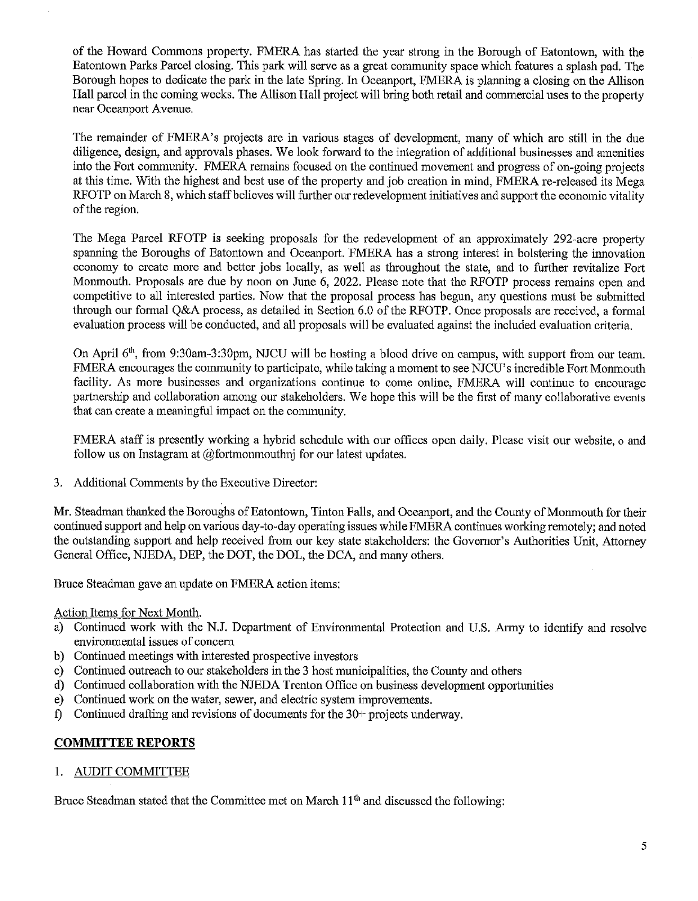of the Howard Commons property. FMERA has started the year strong in the Borough of Eatontown, with the Eatontown Parks Parcel closing. This park will serve as a great community space which features a splash pad. The Borough hopes to dedicate the park in the late Spring. In Oceanport, FMERA is planning a closing on the Allison Hall parcel in the coming weeks. The Allison Hall project will bring both retail and commercial uses to the property near Oceanport Avenue.

The remainder of FMERA's projects are in various stages of development, many of which are still in the due diligence, design, and approvals phases. We look forward to the integration of additional businesses and amenities into the Fort community. FMERA remains focused on the continued movement and progress of on-going projects at this time. With the highest and best use of the property and job creation in mind, FMERA re-released its Mega RFOTP on March 8, which staff believes will further our redevelopment initiatives and support the economic vitality of the region.

The Mega Parcel RFOTP is seeking proposals for the redevelopment of an approximately 292-acre property spanning the Boroughs of Eatontown and Oceanport. FMERA has a strong interest in bolstering the innovation economy to create more and better jobs locally, as well as throughout the state, and to further revitalize Fort Monmouth. Proposals are due by noon on June 6, 2022. Please note that the RFOTP process remains open and competitive to all interested parties. Now that the proposal process has begun, any questions must be submitted through our formal Q&A process, as detailed in Section 6.0 of the RFOTP. Once proposals are received, a formal evaluation process will be conducted, and all proposals will be evaluated against the included evaluation criteria.

On April 6th, from 9:30am-3:30pm, NJCU will be hosting a blood drive on campus, with support from our team. FMERA encourages the community to participate, while taking a moment to see NJCU's incredible Fort Monmouth facility. As more businesses and organizations continue to come online, FMERA will continue to encourage partnership and collaboration among our stakeholders. We hope this will be the first of many collaborative events that can create a meaningful impact on the community.

FMERA staff is presently working a hybrid schedule with our offices open daily. Please visit our website, o and follow us on Instagram at @fortmonmouthnj for our latest updates.

3. Additional Comments by the Executive Director:

Mr. Steadman thanked the Boroughs of Eatontown, Tinton Falls, and Oceanport, and the County of Monmouth for their continued support and help on various day-to-day operating issues while FMERA continues working remotely; and noted the outstanding support and help received from our key state stakeholders: the Governor's Authorities Unit, Attorney General Office, NJEDA, DEP, the DOT, the DOL, the DCA, and many others.

Bruce Steadman gave an update on FMERA action items:

Action Items for Next Month.

a) Continued work with the N.J. Department of Environmental Protection and U.S. Army to identify and resolve environmental issues of concern
b) Continued meetings with interested prospective investors
c) Continued outreach to our stakeholders in the 3 host municipalities, the County and others
d) Continued collaboration with the NJEDA Trenton Office on business development opportunities
e) Continued work on the water, sewer, and electric system improvements.
f) Continued drafting and revisions of documents for the 30+ projects underway.

## COMMITTEE REPORTS

1. AUDIT COMMITTEE

Bruce Steadman stated that the Committee met on March 11th and discussed the following: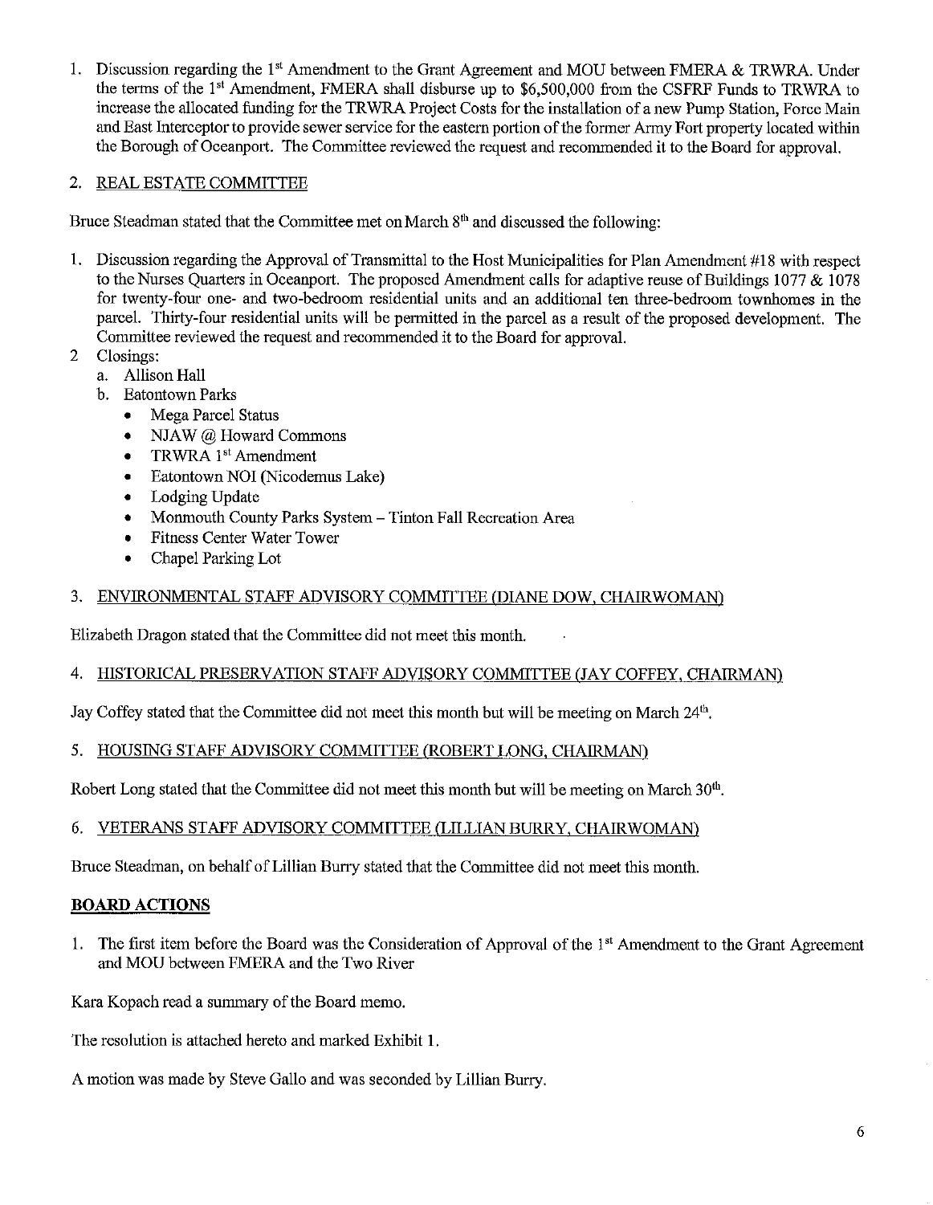1. Discussion regarding the 1st Amendment to the Grant Agreement and MOU between FMERA & TRWRA. Under the terms of the 1st Amendment, FMERA shall disburse up to $6,500,000 from the CSFRF Funds to TRWRA to increase the allocated funding for the TRWRA Project Costs for the installation of a new Pump Station, Force Main and East Interceptor to provide sewer service for the eastern portion of the former Army Fort property located within the Borough of Oceanport. The Committee reviewed the request and recommended it to the Board for approval.

2. REAL ESTATE COMMITTEE

Bruce Steadman stated that the Committee met on March 8th and discussed the following:

1. Discussion regarding the Approval of Transmittal to the Host Municipalities for Plan Amendment #18 with respect to the Nurses Quarters in Oceanport. The proposed Amendment calls for adaptive reuse of Buildings 1077 & 1078 for twenty-four one- and two-bedroom residential units and an additional ten three-bedroom townhomes in the parcel. Thirty-four residential units will be permitted in the parcel as a result of the proposed development. The Committee reviewed the request and recommended it to the Board for approval.
2. Closings:
   a. Allison Hall
   b. Eatontown Parks
      - Mega Parcel Status
      - NJAW @ Howard Commons
      - TRWRA 1st Amendment
      - Eatontown NOI (Nicodemus Lake)
      - Lodging Update
      - Monmouth County Parks System – Tinton Fall Recreation Area
      - Fitness Center Water Tower
      - Chapel Parking Lot

3. ENVIRONMENTAL STAFF ADVISORY COMMITTEE (DIANE DOW, CHAIRWOMAN)

Elizabeth Dragon stated that the Committee did not meet this month.

4. HISTORICAL PRESERVATION STAFF ADVISORY COMMITTEE (JAY COFFEY, CHAIRMAN)

Jay Coffey stated that the Committee did not meet this month but will be meeting on March 24th.

5. HOUSING STAFF ADVISORY COMMITTEE (ROBERT LONG, CHAIRMAN)

Robert Long stated that the Committee did not meet this month but will be meeting on March 30th.

6. VETERANS STAFF ADVISORY COMMITTEE (LILLIAN BURRY, CHAIRWOMAN)

Bruce Steadman, on behalf of Lillian Burry stated that the Committee did not meet this month.

## BOARD ACTIONS

1. The first item before the Board was the Consideration of Approval of the 1st Amendment to the Grant Agreement and MOU between FMERA and the Two River

Kara Kopach read a summary of the Board memo.

The resolution is attached hereto and marked Exhibit 1.

A motion was made by Steve Gallo and was seconded by Lillian Burry.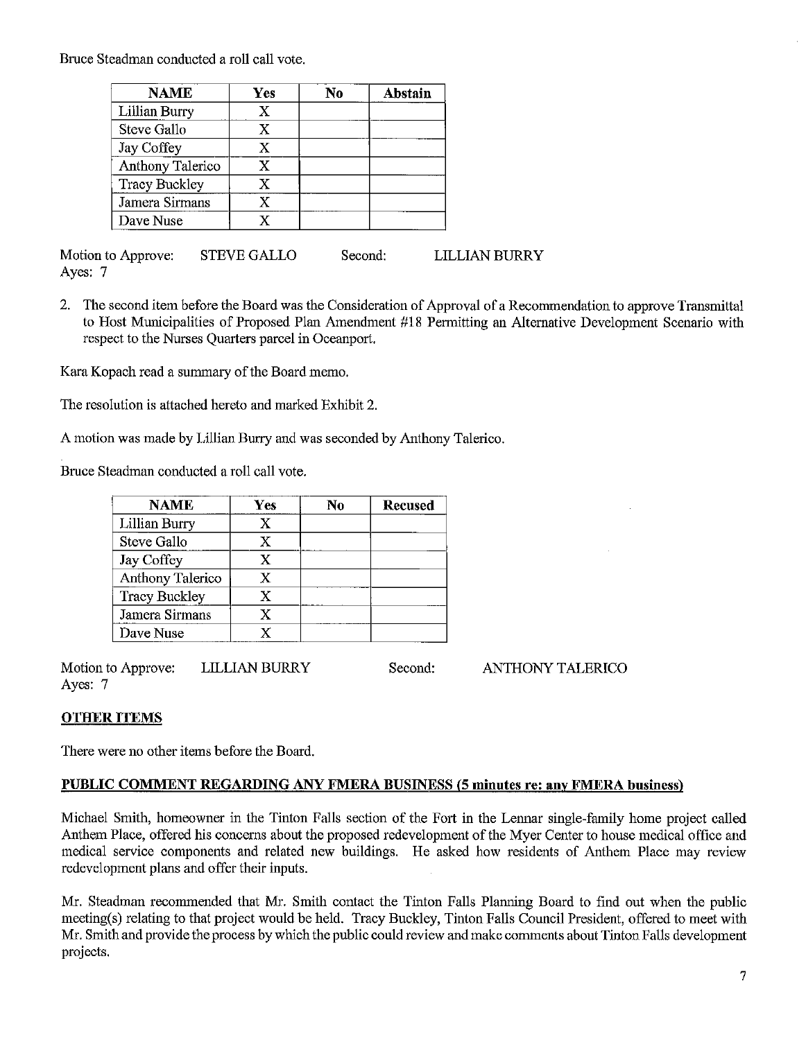Bruce Steadman conducted a roll call vote.

| NAME | Yes | No | Abstain |
|---|---|---|---|
| Lillian Burry | X | | |
| Steve Gallo | X | | |
| Jay Coffey | X | | |
| Anthony Talerico | X | | |
| Tracy Buckley | X | | |
| Jamera Sirmans | X | | |
| Dave Nuse | X | | |

Motion to Approve: STEVE GALLO Second: LILLIAN BURRY
Ayes: 7

2. The second item before the Board was the Consideration of Approval of a Recommendation to approve Transmittal to Host Municipalities of Proposed Plan Amendment #18 Permitting an Alternative Development Scenario with respect to the Nurses Quarters parcel in Oceanport.

Kara Kopach read a summary of the Board memo.

The resolution is attached hereto and marked Exhibit 2.

A motion was made by Lillian Burry and was seconded by Anthony Talerico.

Bruce Steadman conducted a roll call vote.

| NAME | Yes | No | Recused |
|---|---|---|---|
| Lillian Burry | X | | |
| Steve Gallo | X | | |
| Jay Coffey | X | | |
| Anthony Talerico | X | | |
| Tracy Buckley | X | | |
| Jamera Sirmans | X | | |
| Dave Nuse | X | | |

Motion to Approve: LILLIAN BURRY Second: ANTHONY TALERICO
Ayes: 7

**OTHER ITEMS**

There were no other items before the Board.

**PUBLIC COMMENT REGARDING ANY FMERA BUSINESS (5 minutes re: any FMERA business)**

Michael Smith, homeowner in the Tinton Falls section of the Fort in the Lennar single-family home project called Anthem Place, offered his concerns about the proposed redevelopment of the Myer Center to house medical office and medical service components and related new buildings. He asked how residents of Anthem Place may review redevelopment plans and offer their inputs.

Mr. Steadman recommended that Mr. Smith contact the Tinton Falls Planning Board to find out when the public meeting(s) relating to that project would be held. Tracy Buckley, Tinton Falls Council President, offered to meet with Mr. Smith and provide the process by which the public could review and make comments about Tinton Falls development projects.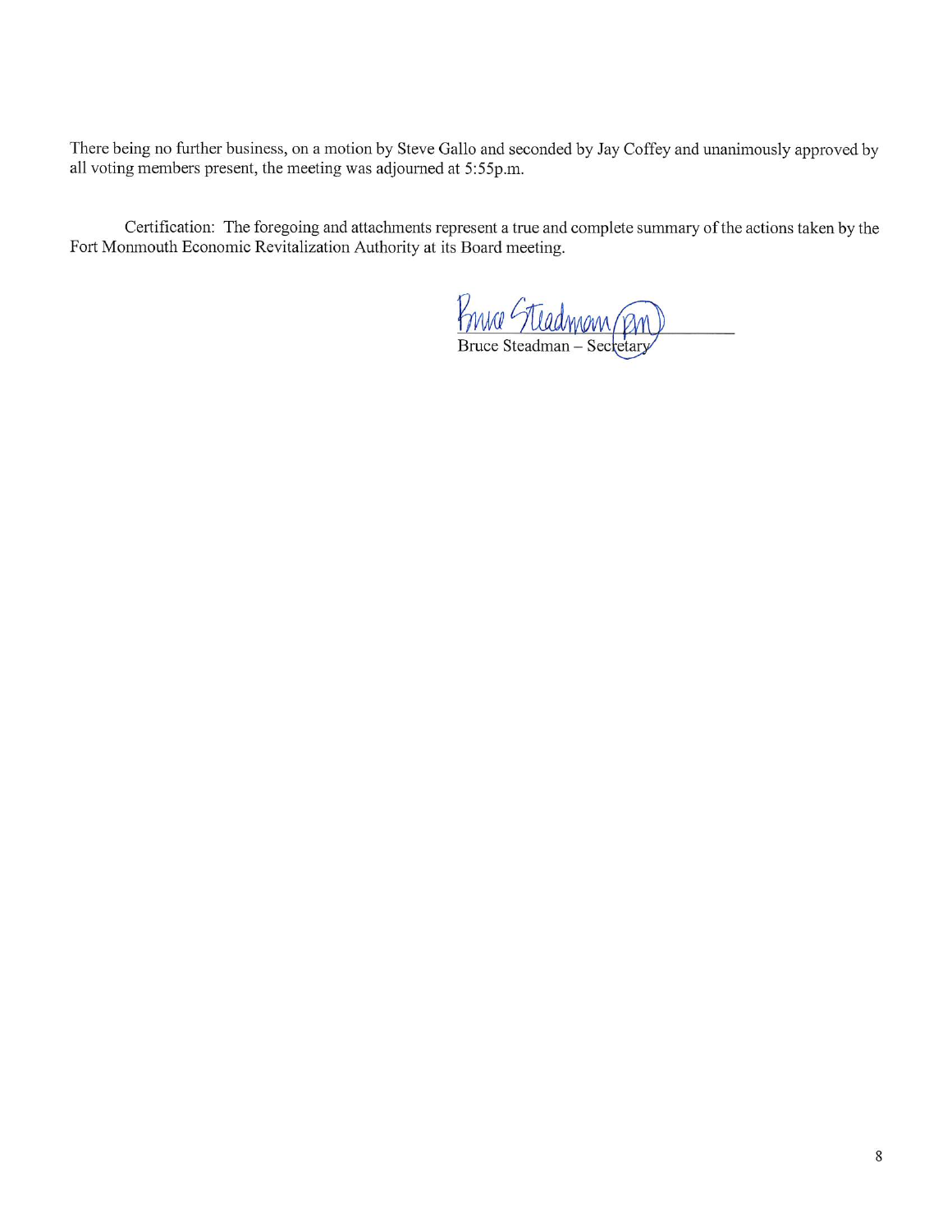There being no further business, on a motion by Steve Gallo and seconded by Jay Coffey and unanimously approved by all voting members present, the meeting was adjourned at 5:55p.m.

Certification: The foregoing and attachments represent a true and complete summary of the actions taken by the Fort Monmouth Economic Revitalization Authority at its Board meeting.

Bruce Steadman (pm)

Bruce Steadman – Secretary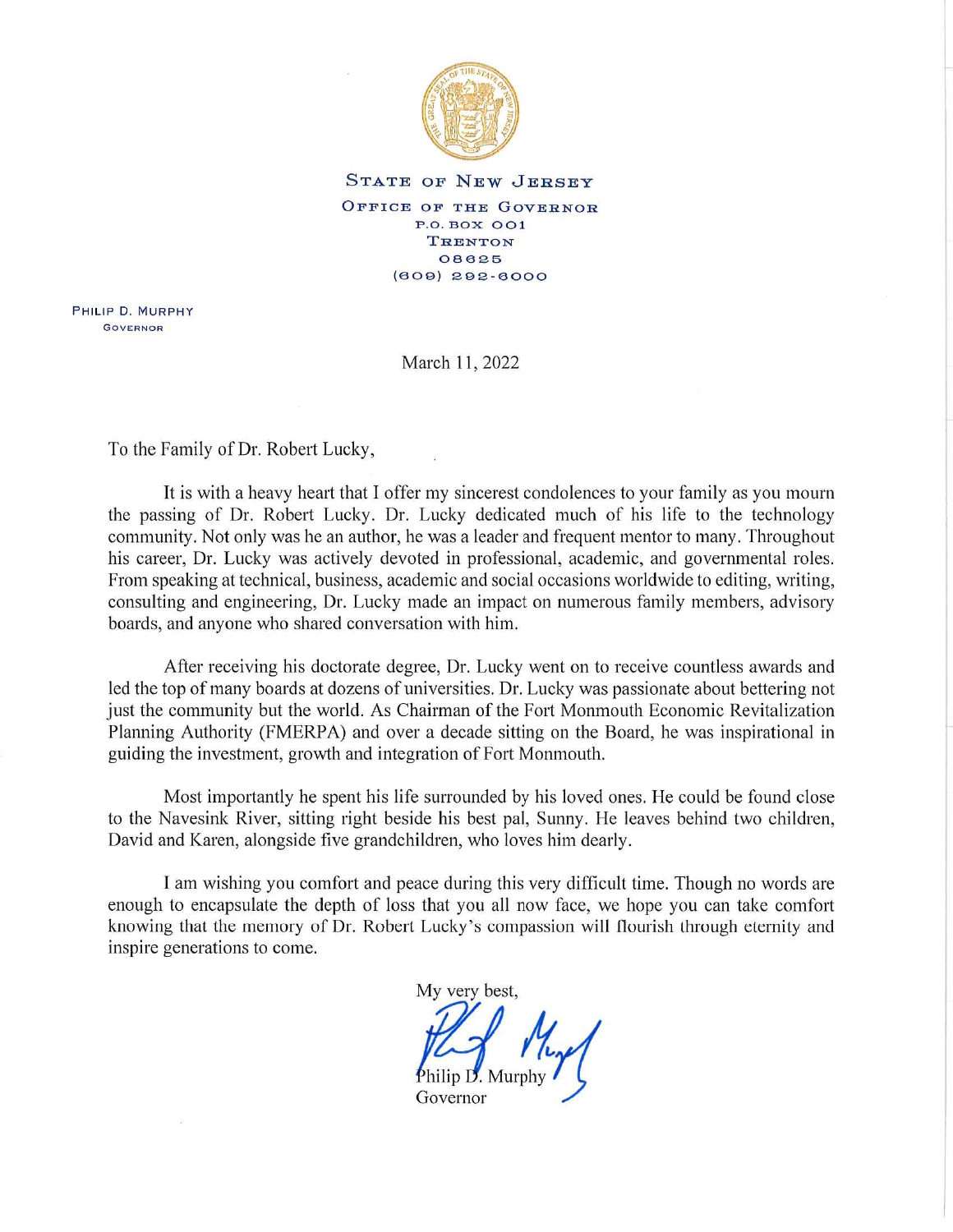STATE OF NEW JERSEY

OFFICE OF THE GOVERNOR

P.O. BOX 001

TRENTON

08625

(609) 292-6000

PHILIP D. MURPHY

GOVERNOR

March 11, 2022

To the Family of Dr. Robert Lucky,

It is with a heavy heart that I offer my sincerest condolences to your family as you mourn the passing of Dr. Robert Lucky. Dr. Lucky dedicated much of his life to the technology community. Not only was he an author, he was a leader and frequent mentor to many. Throughout his career, Dr. Lucky was actively devoted in professional, academic, and governmental roles. From speaking at technical, business, academic and social occasions worldwide to editing, writing, consulting and engineering, Dr. Lucky made an impact on numerous family members, advisory boards, and anyone who shared conversation with him.

After receiving his doctorate degree, Dr. Lucky went on to receive countless awards and led the top of many boards at dozens of universities. Dr. Lucky was passionate about bettering not just the community but the world. As Chairman of the Fort Monmouth Economic Revitalization Planning Authority (FMERPA) and over a decade sitting on the Board, he was inspirational in guiding the investment, growth and integration of Fort Monmouth.

Most importantly he spent his life surrounded by his loved ones. He could be found close to the Navesink River, sitting right beside his best pal, Sunny. He leaves behind two children, David and Karen, alongside five grandchildren, who loves him dearly.

I am wishing you comfort and peace during this very difficult time. Though no words are enough to encapsulate the depth of loss that you all now face, we hope you can take comfort knowing that the memory of Dr. Robert Lucky's compassion will flourish through eternity and inspire generations to come.

My very best,

Philip D. Murphy

Governor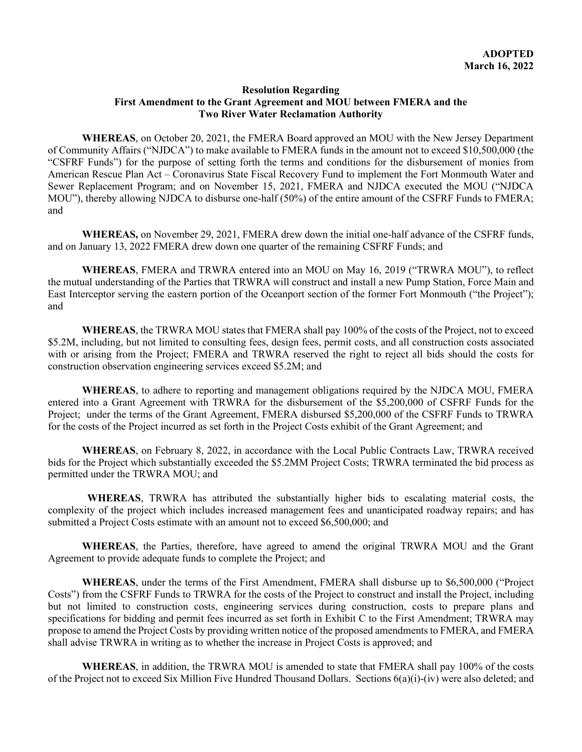**ADOPTED**
**March 16, 2022**

**Resolution Regarding**
**First Amendment to the Grant Agreement and MOU between FMERA and the Two River Water Reclamation Authority**

**WHEREAS**, on October 20, 2021, the FMERA Board approved an MOU with the New Jersey Department of Community Affairs ("NJDCA") to make available to FMERA funds in the amount not to exceed $10,500,000 (the "CSFRF Funds") for the purpose of setting forth the terms and conditions for the disbursement of monies from American Rescue Plan Act – Coronavirus State Fiscal Recovery Fund to implement the Fort Monmouth Water and Sewer Replacement Program; and on November 15, 2021, FMERA and NJDCA executed the MOU ("NJDCA MOU"), thereby allowing NJDCA to disburse one-half (50%) of the entire amount of the CSFRF Funds to FMERA; and

**WHEREAS,** on November 29, 2021, FMERA drew down the initial one-half advance of the CSFRF funds, and on January 13, 2022 FMERA drew down one quarter of the remaining CSFRF Funds; and

**WHEREAS**, FMERA and TRWRA entered into an MOU on May 16, 2019 ("TRWRA MOU"), to reflect the mutual understanding of the Parties that TRWRA will construct and install a new Pump Station, Force Main and East Interceptor serving the eastern portion of the Oceanport section of the former Fort Monmouth ("the Project"); and

**WHEREAS**, the TRWRA MOU states that FMERA shall pay 100% of the costs of the Project, not to exceed $5.2M, including, but not limited to consulting fees, design fees, permit costs, and all construction costs associated with or arising from the Project; FMERA and TRWRA reserved the right to reject all bids should the costs for construction observation engineering services exceed $5.2M; and

**WHEREAS**, to adhere to reporting and management obligations required by the NJDCA MOU, FMERA entered into a Grant Agreement with TRWRA for the disbursement of the $5,200,000 of CSFRF Funds for the Project; under the terms of the Grant Agreement, FMERA disbursed $5,200,000 of the CSFRF Funds to TRWRA for the costs of the Project incurred as set forth in the Project Costs exhibit of the Grant Agreement; and

**WHEREAS**, on February 8, 2022, in accordance with the Local Public Contracts Law, TRWRA received bids for the Project which substantially exceeded the $5.2MM Project Costs; TRWRA terminated the bid process as permitted under the TRWRA MOU; and

**WHEREAS**, TRWRA has attributed the substantially higher bids to escalating material costs, the complexity of the project which includes increased management fees and unanticipated roadway repairs; and has submitted a Project Costs estimate with an amount not to exceed $6,500,000; and

**WHEREAS**, the Parties, therefore, have agreed to amend the original TRWRA MOU and the Grant Agreement to provide adequate funds to complete the Project; and

**WHEREAS**, under the terms of the First Amendment, FMERA shall disburse up to $6,500,000 ("Project Costs") from the CSFRF Funds to TRWRA for the costs of the Project to construct and install the Project, including but not limited to construction costs, engineering services during construction, costs to prepare plans and specifications for bidding and permit fees incurred as set forth in Exhibit C to the First Amendment; TRWRA may propose to amend the Project Costs by providing written notice of the proposed amendments to FMERA, and FMERA shall advise TRWRA in writing as to whether the increase in Project Costs is approved; and

**WHEREAS**, in addition, the TRWRA MOU is amended to state that FMERA shall pay 100% of the costs of the Project not to exceed Six Million Five Hundred Thousand Dollars. Sections 6(a)(i)-(iv) were also deleted; and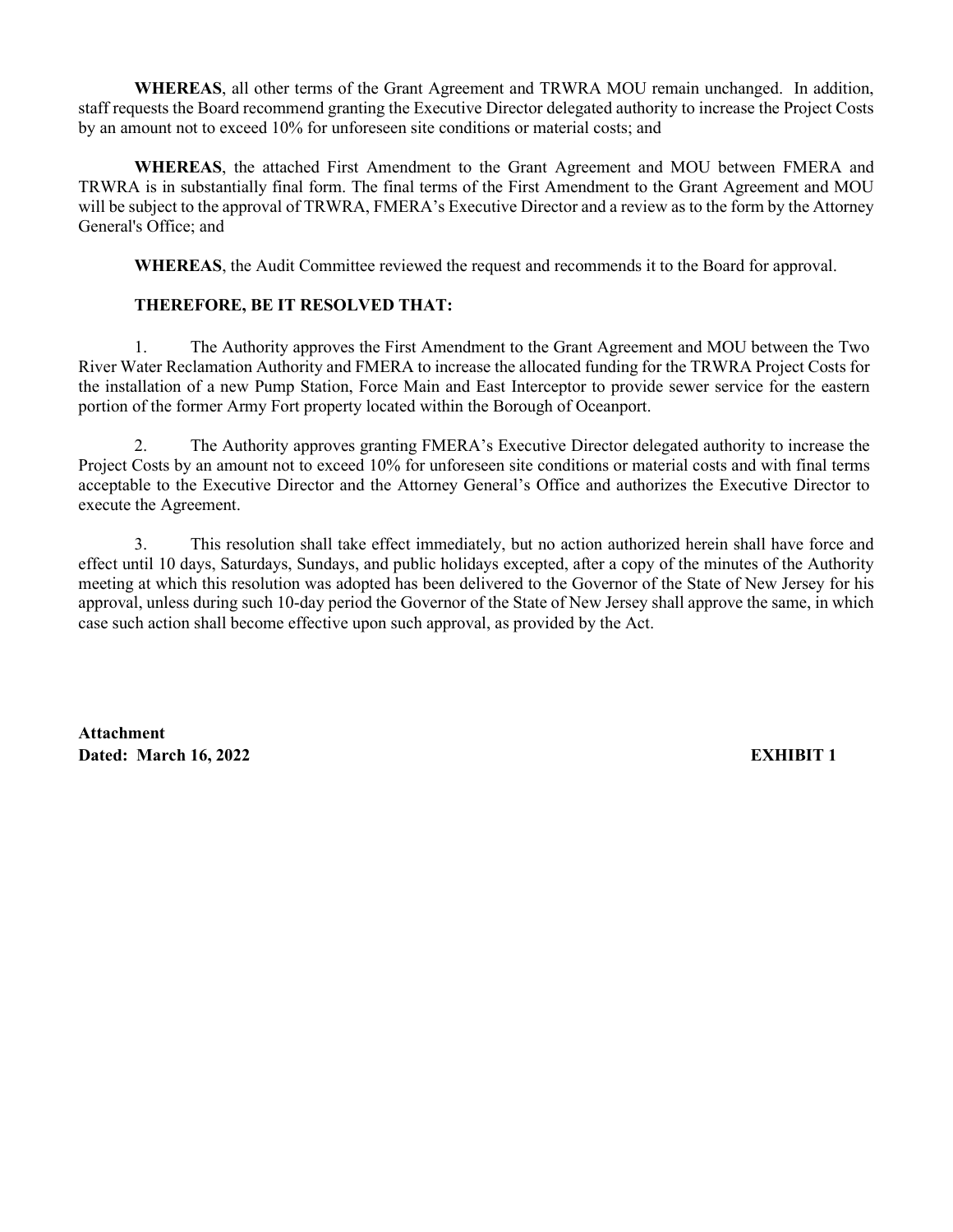**WHEREAS**, all other terms of the Grant Agreement and TRWRA MOU remain unchanged. In addition, staff requests the Board recommend granting the Executive Director delegated authority to increase the Project Costs by an amount not to exceed 10% for unforeseen site conditions or material costs; and

**WHEREAS**, the attached First Amendment to the Grant Agreement and MOU between FMERA and TRWRA is in substantially final form. The final terms of the First Amendment to the Grant Agreement and MOU will be subject to the approval of TRWRA, FMERA's Executive Director and a review as to the form by the Attorney General's Office; and

**WHEREAS**, the Audit Committee reviewed the request and recommends it to the Board for approval.

**THEREFORE, BE IT RESOLVED THAT:**

1. The Authority approves the First Amendment to the Grant Agreement and MOU between the Two River Water Reclamation Authority and FMERA to increase the allocated funding for the TRWRA Project Costs for the installation of a new Pump Station, Force Main and East Interceptor to provide sewer service for the eastern portion of the former Army Fort property located within the Borough of Oceanport.

2. The Authority approves granting FMERA's Executive Director delegated authority to increase the Project Costs by an amount not to exceed 10% for unforeseen site conditions or material costs and with final terms acceptable to the Executive Director and the Attorney General's Office and authorizes the Executive Director to execute the Agreement.

3. This resolution shall take effect immediately, but no action authorized herein shall have force and effect until 10 days, Saturdays, Sundays, and public holidays excepted, after a copy of the minutes of the Authority meeting at which this resolution was adopted has been delivered to the Governor of the State of New Jersey for his approval, unless during such 10-day period the Governor of the State of New Jersey shall approve the same, in which case such action shall become effective upon such approval, as provided by the Act.

**Attachment**
**Dated: March 16, 2022** **EXHIBIT 1**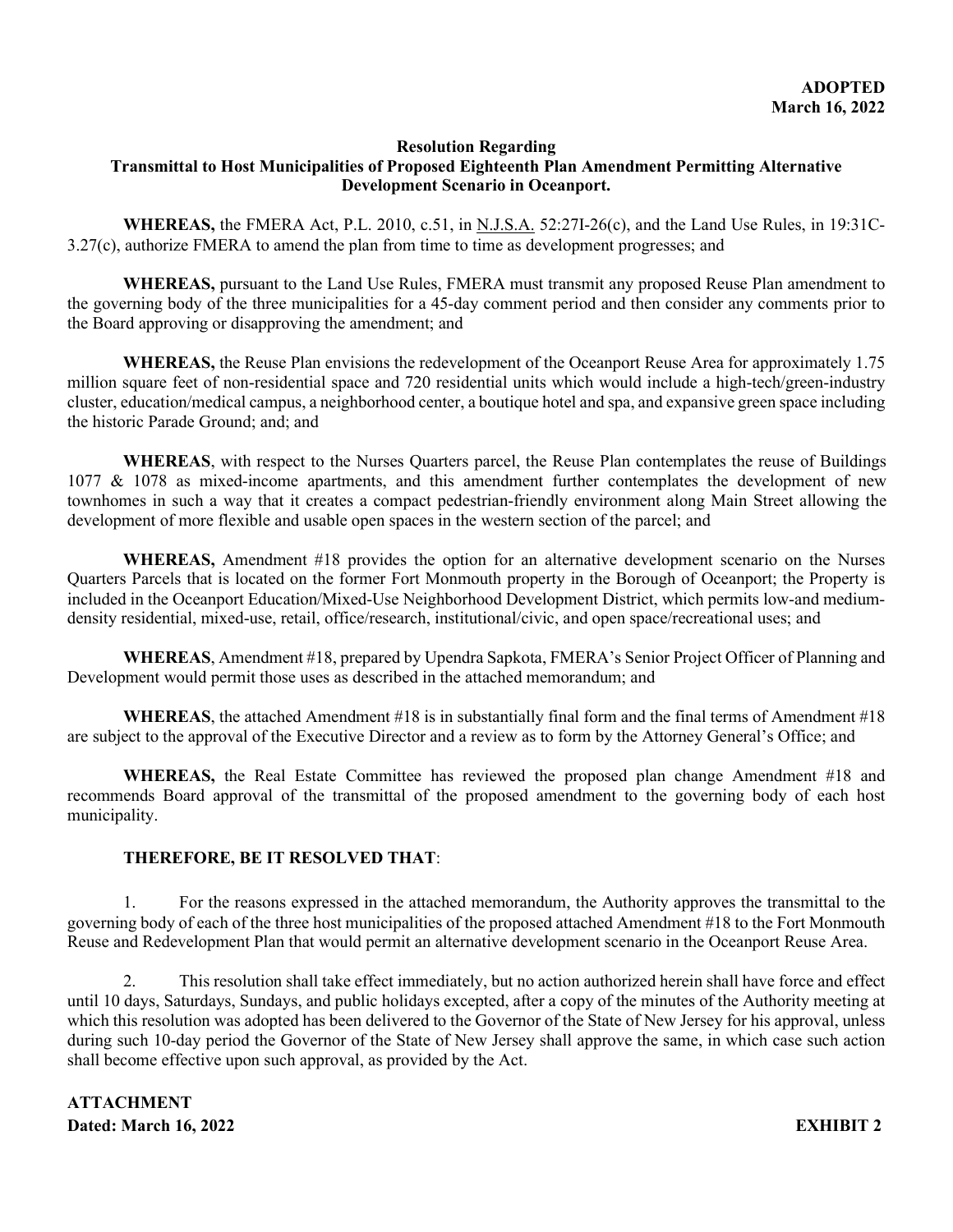**ADOPTED**
**March 16, 2022**

**Resolution Regarding**
**Transmittal to Host Municipalities of Proposed Eighteenth Plan Amendment Permitting Alternative Development Scenario in Oceanport.**

**WHEREAS,** the FMERA Act, P.L. 2010, c.51, in N.J.S.A. 52:27I-26(c), and the Land Use Rules, in 19:31C-3.27(c), authorize FMERA to amend the plan from time to time as development progresses; and

**WHEREAS,** pursuant to the Land Use Rules, FMERA must transmit any proposed Reuse Plan amendment to the governing body of the three municipalities for a 45-day comment period and then consider any comments prior to the Board approving or disapproving the amendment; and

**WHEREAS,** the Reuse Plan envisions the redevelopment of the Oceanport Reuse Area for approximately 1.75 million square feet of non-residential space and 720 residential units which would include a high-tech/green-industry cluster, education/medical campus, a neighborhood center, a boutique hotel and spa, and expansive green space including the historic Parade Ground; and; and

**WHEREAS**, with respect to the Nurses Quarters parcel, the Reuse Plan contemplates the reuse of Buildings 1077 & 1078 as mixed-income apartments, and this amendment further contemplates the development of new townhomes in such a way that it creates a compact pedestrian-friendly environment along Main Street allowing the development of more flexible and usable open spaces in the western section of the parcel; and

**WHEREAS,** Amendment #18 provides the option for an alternative development scenario on the Nurses Quarters Parcels that is located on the former Fort Monmouth property in the Borough of Oceanport; the Property is included in the Oceanport Education/Mixed-Use Neighborhood Development District, which permits low-and medium-density residential, mixed-use, retail, office/research, institutional/civic, and open space/recreational uses; and

**WHEREAS**, Amendment #18, prepared by Upendra Sapkota, FMERA's Senior Project Officer of Planning and Development would permit those uses as described in the attached memorandum; and

**WHEREAS**, the attached Amendment #18 is in substantially final form and the final terms of Amendment #18 are subject to the approval of the Executive Director and a review as to form by the Attorney General's Office; and

**WHEREAS,** the Real Estate Committee has reviewed the proposed plan change Amendment #18 and recommends Board approval of the transmittal of the proposed amendment to the governing body of each host municipality.

**THEREFORE, BE IT RESOLVED THAT**:

1. For the reasons expressed in the attached memorandum, the Authority approves the transmittal to the governing body of each of the three host municipalities of the proposed attached Amendment #18 to the Fort Monmouth Reuse and Redevelopment Plan that would permit an alternative development scenario in the Oceanport Reuse Area.

2. This resolution shall take effect immediately, but no action authorized herein shall have force and effect until 10 days, Saturdays, Sundays, and public holidays excepted, after a copy of the minutes of the Authority meeting at which this resolution was adopted has been delivered to the Governor of the State of New Jersey for his approval, unless during such 10-day period the Governor of the State of New Jersey shall approve the same, in which case such action shall become effective upon such approval, as provided by the Act.

**ATTACHMENT**
**Dated: March 16, 2022**

**EXHIBIT 2**